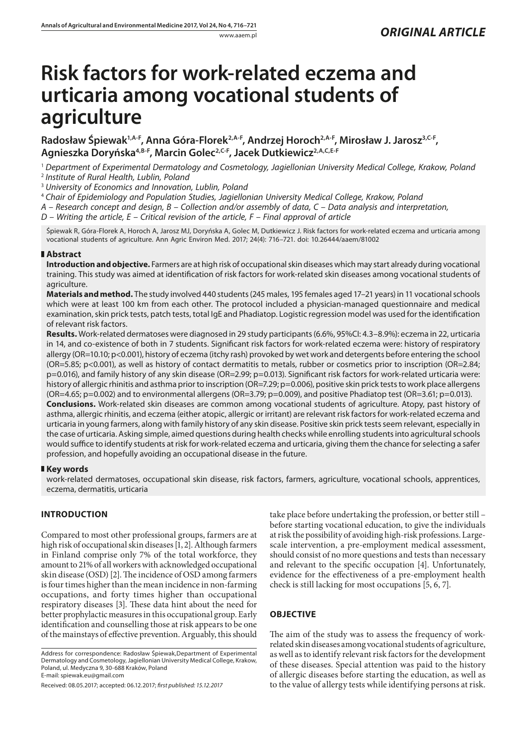ORIGINAL ARTICLE

# Risk factors for work-related eczema and urticaria among vocational students of agriculture

**Radosław Śpiewak[1,A-F], Anna Góra-Florek[2,A-F], Andrzej Horoch[2,A-F], Mirosław J. Jarosz[3,C-F], Agnieszka Doryńska[4,B-F], Marcin Golec[2,C-F], Jacek Dutkiewicz[2,A,C,E-F]**

[1] *Department of Experimental Dermatology and Cosmetology, Jagiellonian University Medical College, Krakow, Poland*
[2] *Institute of Rural Health, Lublin, Poland*
[3] *University of Economics and Innovation, Lublin, Poland*
[4] *Chair of Epidemiology and Population Studies, Jagiellonian University Medical College, Krakow, Poland*
*A – Research concept and design, B – Collection and/or assembly of data, C – Data analysis and interpretation,*
*D – Writing the article, E – Critical revision of the article, F – Final approval of article*

Śpiewak R, Góra-Florek A, Horoch A, Jarosz MJ, Doryńska A, Golec M, Dutkiewicz J. Risk factors for work-related eczema and urticaria among vocational students of agriculture. Ann Agric Environ Med. 2017; 24(4): 716–721. doi: 10.26444/aaem/81002

## Abstract

**Introduction and objective.** Farmers are at high risk of occupational skin diseases which may start already during vocational training. This study was aimed at identification of risk factors for work-related skin diseases among vocational students of agriculture.

**Materials and method.** The study involved 440 students (245 males, 195 females aged 17–21 years) in 11 vocational schools which were at least 100 km from each other. The protocol included a physician-managed questionnaire and medical examination, skin prick tests, patch tests, total IgE and Phadiatop. Logistic regression model was used for the identification of relevant risk factors.

**Results.** Work-related dermatoses were diagnosed in 29 study participants (6.6%, 95%CI: 4.3–8.9%): eczema in 22, urticaria in 14, and co-existence of both in 7 students. Significant risk factors for work-related eczema were: history of respiratory allergy (OR=10.10; p<0.001), history of eczema (itchy rash) provoked by wet work and detergents before entering the school (OR=5.85; p<0.001), as well as history of contact dermatitis to metals, rubber or cosmetics prior to inscription (OR=2.84; p=0.016), and family history of any skin disease (OR=2.99; p=0.013). Significant risk factors for work-related urticaria were: history of allergic rhinitis and asthma prior to inscription (OR=7.29; p=0.006), positive skin prick tests to work place allergens (OR=4.65; p=0.002) and to environmental allergens (OR=3.79; p=0.009), and positive Phadiatop test (OR=3.61; p=0.013).

**Conclusions.** Work-related skin diseases are common among vocational students of agriculture. Atopy, past history of asthma, allergic rhinitis, and eczema (either atopic, allergic or irritant) are relevant risk factors for work-related eczema and urticaria in young farmers, along with family history of any skin disease. Positive skin prick tests seem relevant, especially in the case of urticaria. Asking simple, aimed questions during health checks while enrolling students into agricultural schools would suffice to identify students at risk for work-related eczema and urticaria, giving them the chance for selecting a safer profession, and hopefully avoiding an occupational disease in the future.

## Key words

work-related dermatoses, occupational skin disease, risk factors, farmers, agriculture, vocational schools, apprentices, eczema, dermatitis, urticaria

## INTRODUCTION

Compared to most other professional groups, farmers are at high risk of occupational skin diseases [1, 2]. Although farmers in Finland comprise only 7% of the total workforce, they amount to 21% of all workers with acknowledged occupational skin disease (OSD) [2]. The incidence of OSD among farmers is four times higher than the mean incidence in non-farming occupations, and forty times higher than occupational respiratory diseases [3]. These data hint about the need for better prophylactic measures in this occupational group. Early identification and counselling those at risk appears to be one of the mainstays of effective prevention. Arguably, this should take place before undertaking the profession, or better still – before starting vocational education, to give the individuals at risk the possibility of avoiding high-risk professions. Large-scale intervention, a pre-employment medical assessment, should consist of no more questions and tests than necessary and relevant to the specific occupation [4]. Unfortunately, evidence for the effectiveness of a pre-employment health check is still lacking for most occupations [5, 6, 7].

Address for correspondence: Radosław Śpiewak,Department of Experimental Dermatology and Cosmetology, Jagiellonian University Medical College, Krakow, Poland, ul. Medyczna 9, 30-688 Kraków, Poland
E-mail: spiewak.eu@gmail.com

Received: 08.05.2017; accepted: 06.12.2017; *first published: 15.12.2017*

## OBJECTIVE

The aim of the study was to assess the frequency of work-related skin diseases among vocational students of agriculture, as well as to identify relevant risk factors for the development of these diseases. Special attention was paid to the history of allergic diseases before starting the education, as well as to the value of allergy tests while identifying persons at risk.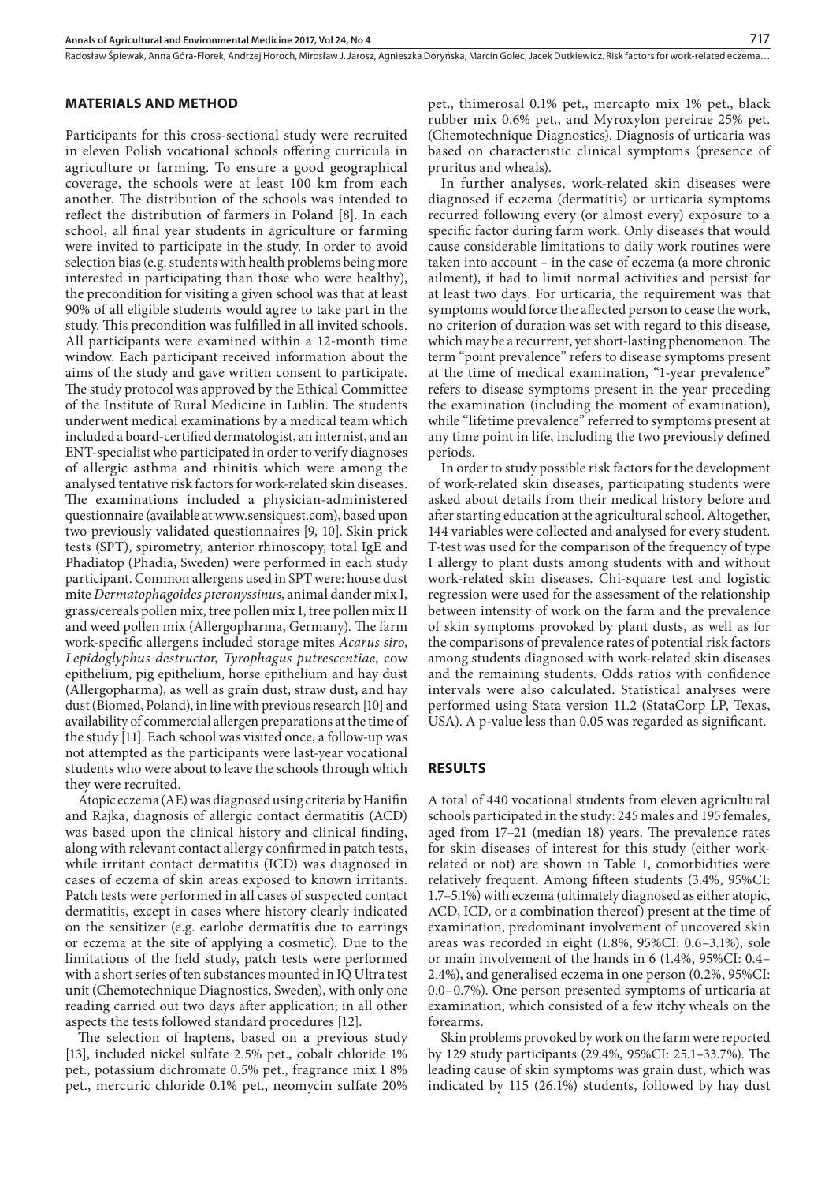## MATERIALS AND METHOD

Participants for this cross-sectional study were recruited in eleven Polish vocational schools offering curricula in agriculture or farming. To ensure a good geographical coverage, the schools were at least 100 km from each another. The distribution of the schools was intended to reflect the distribution of farmers in Poland [8]. In each school, all final year students in agriculture or farming were invited to participate in the study. In order to avoid selection bias (e.g. students with health problems being more interested in participating than those who were healthy), the precondition for visiting a given school was that at least 90% of all eligible students would agree to take part in the study. This precondition was fulfilled in all invited schools. All participants were examined within a 12-month time window. Each participant received information about the aims of the study and gave written consent to participate. The study protocol was approved by the Ethical Committee of the Institute of Rural Medicine in Lublin. The students underwent medical examinations by a medical team which included a board-certified dermatologist, an internist, and an ENT-specialist who participated in order to verify diagnoses of allergic asthma and rhinitis which were among the analysed tentative risk factors for work-related skin diseases. The examinations included a physician-administered questionnaire (available at www.sensiquest.com), based upon two previously validated questionnaires [9, 10]. Skin prick tests (SPT), spirometry, anterior rhinoscopy, total IgE and Phadiatop (Phadia, Sweden) were performed in each study participant. Common allergens used in SPT were: house dust mite *Dermatophagoides pteronyssinus*, animal dander mix I, grass/cereals pollen mix, tree pollen mix I, tree pollen mix II and weed pollen mix (Allergopharma, Germany). The farm work-specific allergens included storage mites *Acarus siro*, *Lepidoglyphus destructor, Tyrophagus putrescentiae*, cow epithelium, pig epithelium, horse epithelium and hay dust (Allergopharma), as well as grain dust, straw dust, and hay dust (Biomed, Poland), in line with previous research [10] and availability of commercial allergen preparations at the time of the study [11]. Each school was visited once, a follow-up was not attempted as the participants were last-year vocational students who were about to leave the schools through which they were recruited.

Atopic eczema (AE) was diagnosed using criteria by Hanifin and Rajka, diagnosis of allergic contact dermatitis (ACD) was based upon the clinical history and clinical finding, along with relevant contact allergy confirmed in patch tests, while irritant contact dermatitis (ICD) was diagnosed in cases of eczema of skin areas exposed to known irritants. Patch tests were performed in all cases of suspected contact dermatitis, except in cases where history clearly indicated on the sensitizer (e.g. earlobe dermatitis due to earrings or eczema at the site of applying a cosmetic). Due to the limitations of the field study, patch tests were performed with a short series of ten substances mounted in IQ Ultra test unit (Chemotechnique Diagnostics, Sweden), with only one reading carried out two days after application; in all other aspects the tests followed standard procedures [12].

The selection of haptens, based on a previous study [13], included nickel sulfate 2.5% pet., cobalt chloride 1% pet., potassium dichromate 0.5% pet., fragrance mix I 8% pet., mercuric chloride 0.1% pet., neomycin sulfate 20% pet., thimerosal 0.1% pet., mercapto mix 1% pet., black rubber mix 0.6% pet., and Myroxylon pereirae 25% pet. (Chemotechnique Diagnostics). Diagnosis of urticaria was based on characteristic clinical symptoms (presence of pruritus and wheals).

In further analyses, work-related skin diseases were diagnosed if eczema (dermatitis) or urticaria symptoms recurred following every (or almost every) exposure to a specific factor during farm work. Only diseases that would cause considerable limitations to daily work routines were taken into account – in the case of eczema (a more chronic ailment), it had to limit normal activities and persist for at least two days. For urticaria, the requirement was that symptoms would force the affected person to cease the work, no criterion of duration was set with regard to this disease, which may be a recurrent, yet short-lasting phenomenon. The term "point prevalence" refers to disease symptoms present at the time of medical examination, "1-year prevalence" refers to disease symptoms present in the year preceding the examination (including the moment of examination), while "lifetime prevalence" referred to symptoms present at any time point in life, including the two previously defined periods.

In order to study possible risk factors for the development of work-related skin diseases, participating students were asked about details from their medical history before and after starting education at the agricultural school. Altogether, 144 variables were collected and analysed for every student. T-test was used for the comparison of the frequency of type I allergy to plant dusts among students with and without work-related skin diseases. Chi-square test and logistic regression were used for the assessment of the relationship between intensity of work on the farm and the prevalence of skin symptoms provoked by plant dusts, as well as for the comparisons of prevalence rates of potential risk factors among students diagnosed with work-related skin diseases and the remaining students. Odds ratios with confidence intervals were also calculated. Statistical analyses were performed using Stata version 11.2 (StataCorp LP, Texas, USA). A p-value less than 0.05 was regarded as significant.

## RESULTS

A total of 440 vocational students from eleven agricultural schools participated in the study: 245 males and 195 females, aged from 17–21 (median 18) years. The prevalence rates for skin diseases of interest for this study (either work-related or not) are shown in Table 1, comorbidities were relatively frequent. Among fifteen students (3.4%, 95%CI: 1.7–5.1%) with eczema (ultimately diagnosed as either atopic, ACD, ICD, or a combination thereof) present at the time of examination, predominant involvement of uncovered skin areas was recorded in eight (1.8%, 95%CI: 0.6–3.1%), sole or main involvement of the hands in 6 (1.4%, 95%CI: 0.4–2.4%), and generalised eczema in one person (0.2%, 95%CI: 0.0–0.7%). One person presented symptoms of urticaria at examination, which consisted of a few itchy wheals on the forearms.

Skin problems provoked by work on the farm were reported by 129 study participants (29.4%, 95%CI: 25.1–33.7%). The leading cause of skin symptoms was grain dust, which was indicated by 115 (26.1%) students, followed by hay dust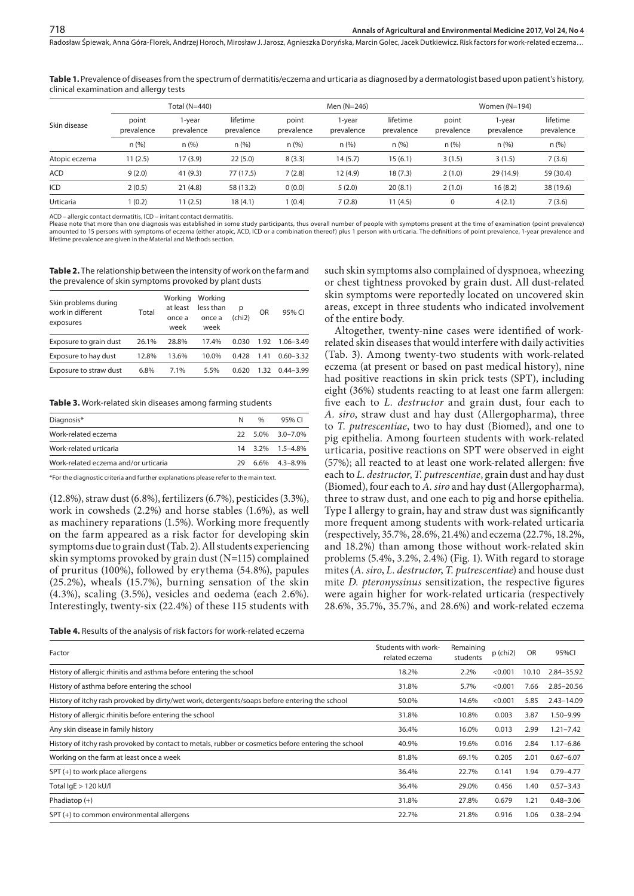**Table 1.** Prevalence of diseases from the spectrum of dermatitis/eczema and urticaria as diagnosed by a dermatologist based upon patient's history, clinical examination and allergy tests

| Skin disease | Total (N=440) | | | Men (N=246) | | | Women (N=194) | | |
|---|---|---|---|---|---|---|---|---|---|
| | point prevalence | 1-year prevalence | lifetime prevalence | point prevalence | 1-year prevalence | lifetime prevalence | point prevalence | 1-year prevalence | lifetime prevalence |
| | n (%) | n (%) | n (%) | n (%) | n (%) | n (%) | n (%) | n (%) | n (%) |
| Atopic eczema | 11 (2.5) | 17 (3.9) | 22 (5.0) | 8 (3.3) | 14 (5.7) | 15 (6.1) | 3 (1.5) | 3 (1.5) | 7 (3.6) |
| ACD | 9 (2.0) | 41 (9.3) | 77 (17.5) | 7 (2.8) | 12 (4.9) | 18 (7.3) | 2 (1.0) | 29 (14.9) | 59 (30.4) |
| ICD | 2 (0.5) | 21 (4.8) | 58 (13.2) | 0 (0.0) | 5 (2.0) | 20 (8.1) | 2 (1.0) | 16 (8.2) | 38 (19.6) |
| Urticaria | 1 (0.2) | 11 (2.5) | 18 (4.1) | 1 (0.4) | 7 (2.8) | 11 (4.5) | 0 | 4 (2.1) | 7 (3.6) |

ACD – allergic contact dermatitis, ICD – irritant contact dermatitis.
Please note that more than one diagnosis was established in some study participants, thus overall number of people with symptoms present at the time of examination (point prevalence) amounted to 15 persons with symptoms of eczema (either atopic, ACD, ICD or a combination thereof) plus 1 person with urticaria. The definitions of point prevalence, 1-year prevalence and lifetime prevalence are given in the Material and Methods section.

**Table 2.** The relationship between the intensity of work on the farm and the prevalence of skin symptoms provoked by plant dusts

| Skin problems during work in different exposures | Total | Working at least once a week | Working less thема once a week | p (chi2) | OR | 95% CI |
|---|---|---|---|---|---|---|
| Exposure to grain dust | 26.1% | 28.8% | 17.4% | 0.030 | 1.92 | 1.06–3.49 |
| Exposure to hay dust | 12.8% | 13.6% | 10.0% | 0.428 | 1.41 | 0.60–3.32 |
| Exposure to straw dust | 6.8% | 7.1% | 5.5% | 0.620 | 1.32 | 0.44–3.99 |

**Table 3.** Work-related skin diseases among farming students

| Diagnosis* | N | % | 95% CI |
|---|---|---|---|
| Work-related eczema | 22 | 5.0% | 3.0–7.0% |
| Work-related urticaria | 14 | 3.2% | 1.5–4.8% |
| Work-related eczema and/or urticaria | 29 | 6.6% | 4.3–8.9% |

*For the diagnostic criteria and further explanations please refer to the main text.

(12.8%), straw dust (6.8%), fertilizers (6.7%), pesticides (3.3%), work in cowsheds (2.2%) and horse stables (1.6%), as well as machinery reparations (1.5%). Working more frequently on the farm appeared as a risk factor for developing skin symptoms due to grain dust (Tab. 2). All students experiencing skin symptoms provoked by grain dust (N=115) complained of pruritus (100%), followed by erythema (54.8%), papules (25.2%), wheals (15.7%), burning sensation of the skin (4.3%), scaling (3.5%), vesicles and oedema (each 2.6%). Interestingly, twenty-six (22.4%) of these 115 students with such skin symptoms also complained of dyspnoea, wheezing or chest tightness provoked by grain dust. All dust-related skin symptoms were reportedly located on uncovered skin areas, except in three students who indicated involvement of the entire body.

Altogether, twenty-nine cases were identified of work-related skin diseases that would interfere with daily activities (Tab. 3). Among twenty-two students with work-related eczema (at present or based on past medical history), nine had positive reactions in skin prick tests (SPT), including eight (36%) students reacting to at least one farm allergen: five each to *L. destructor* and grain dust, four each to *A. siro*, straw dust and hay dust (Allergopharma), three to *T. putrescentiae*, two to hay dust (Biomed), and one to pig epithelia. Among fourteen students with work-related urticaria, positive reactions on SPT were observed in eight (57%); all reacted to at least one work-related allergen: five each to *L. destructor*, *T. putrescentiae*, grain dust and hay dust (Biomed), four each to *A. siro* and hay dust (Allergopharma), three to straw dust, and one each to pig and horse epithelia. Type I allergy to grain, hay and straw dust was significantly more frequent among students with work-related urticaria (respectively, 35.7%, 28.6%, 21.4%) and eczema (22.7%, 18.2%, and 18.2%) than among those without work-related skin problems (5.4%, 3.2%, 2.4%) (Fig. 1). With regard to storage mites (*A. siro*, *L. destructor*, *T. putrescentiae*) and house dust mite *D. pteronyssinus* sensitization, the respective figures were again higher for work-related urticaria (respectively 28.6%, 35.7%, 35.7%, and 28.6%) and work-related eczema

**Table 4.** Results of the analysis of risk factors for work-related eczema

| Factor | Students with work-related eczema | Remaining students | p (chi2) | OR | 95%CI |
|---|---|---|---|---|---|
| History of allergic rhinitis and asthma before entering the school | 18.2% | 2.2% | <0.001 | 10.10 | 2.84–35.92 |
| History of asthma before entering the school | 31.8% | 5.7% | <0.001 | 7.66 | 2.85–20.56 |
| History of itchy rash provoked by dirty/wet work, detergents/soaps before entering the school | 50.0% | 14.6% | <0.001 | 5.85 | 2.43–14.09 |
| History of allergic rhinitis before entering the school | 31.8% | 10.8% | 0.003 | 3.87 | 1.50–9.99 |
| Any skin disease in family history | 36.4% | 16.0% | 0.013 | 2.99 | 1.21–7.42 |
| History of itchy rash provoked by contact to metals, rubber or cosmetics before entering the school | 40.9% | 19.6% | 0.016 | 2.84 | 1.17–6.86 |
| Working on the farm at least once a week | 81.8% | 69.1% | 0.205 | 2.01 | 0.67–6.07 |
| SPT (+) to work place allergens | 36.4% | 22.7% | 0.141 | 1.94 | 0.79–4.77 |
| Total IgE > 120 kU/l | 36.4% | 29.0% | 0.456 | 1.40 | 0.57–3.43 |
| Phadiatop (+) | 31.8% | 27.8% | 0.679 | 1.21 | 0.48–3.06 |
| SPT (+) to common environmental allergens | 22.7% | 21.8% | 0.916 | 1.06 | 0.38–2.94 |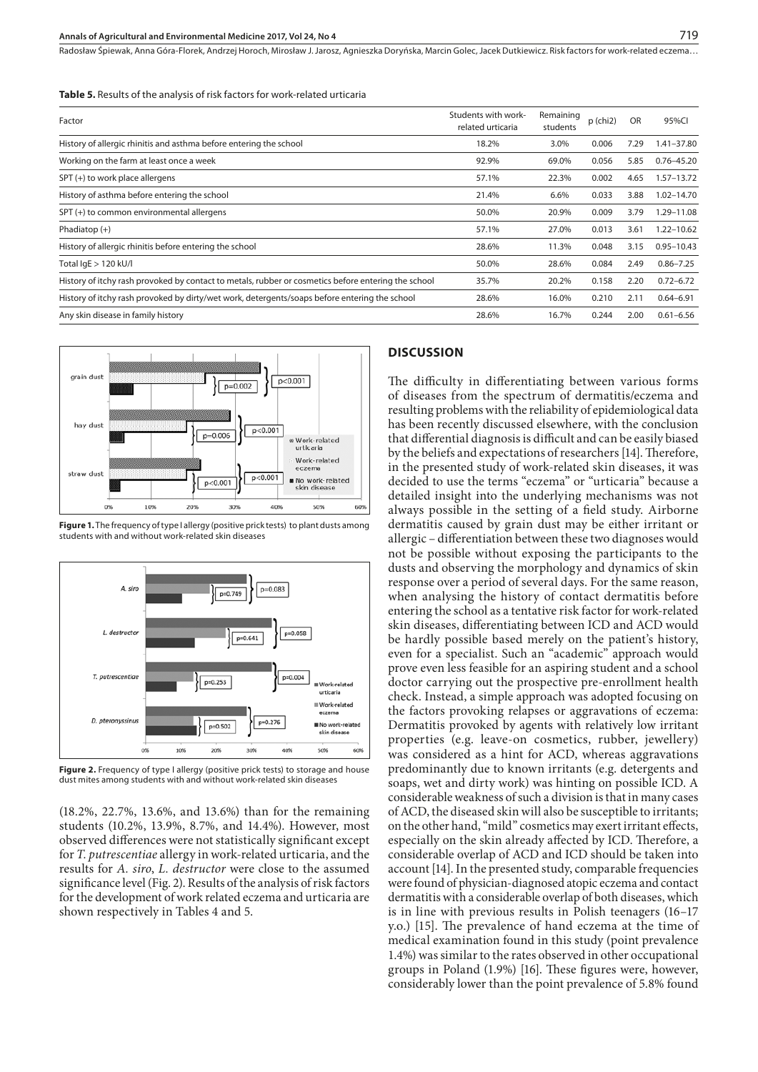**Table 5.** Results of the analysis of risk factors for work-related urticaria

| Factor | Students with work-related urticaria | Remaining students | p (chi2) | OR | 95%CI |
|---|---|---|---|---|---|
| History of allergic rhinitis and asthma before entering the school | 18.2% | 3.0% | 0.006 | 7.29 | 1.41–37.80 |
| Working on the farm at least once a week | 92.9% | 69.0% | 0.056 | 5.85 | 0.76–45.20 |
| SPT (+) to work place allergens | 57.1% | 22.3% | 0.002 | 4.65 | 1.57–13.72 |
| History of asthma before entering the school | 21.4% | 6.6% | 0.033 | 3.88 | 1.02–14.70 |
| SPT (+) to common environmental allergens | 50.0% | 20.9% | 0.009 | 3.79 | 1.29–11.08 |
| Phadiatop (+) | 57.1% | 27.0% | 0.013 | 3.61 | 1.22–10.62 |
| History of allergic rhinitis before entering the school | 28.6% | 11.3% | 0.048 | 3.15 | 0.95–10.43 |
| Total IgE > 120 kU/l | 50.0% | 28.6% | 0.084 | 2.49 | 0.86–7.25 |
| History of itchy rash provoked by contact to metals, rubber or cosmetics before entering the school | 35.7% | 20.2% | 0.158 | 2.20 | 0.72–6.72 |
| History of itchy rash provoked by dirty/wet work, detergents/soaps before entering the school | 28.6% | 16.0% | 0.210 | 2.11 | 0.64–6.91 |
| Any skin disease in family history | 28.6% | 16.7% | 0.244 | 2.00 | 0.61–6.56 |

**Figure 1.** The frequency of type I allergy (positive prick tests) to plant dusts among students with and without work-related skin diseases

**Figure 2.** Frequency of type I allergy (positive prick tests) to storage and house dust mites among students with and without work-related skin diseases

(18.2%, 22.7%, 13.6%, and 13.6%) than for the remaining students (10.2%, 13.9%, 8.7%, and 14.4%). However, most observed differences were not statistically significant except for *T. putrescentiae* allergy in work-related urticaria, and the results for *A. siro*, *L. destructor* were close to the assumed significance level (Fig. 2). Results of the analysis of risk factors for the development of work related eczema and urticaria are shown respectively in Tables 4 and 5.

## DISCUSSION

The difficulty in differentiating between various forms of diseases from the spectrum of dermatitis/eczema and resulting problems with the reliability of epidemiological data has been recently discussed elsewhere, with the conclusion that differential diagnosis is difficult and can be easily biased by the beliefs and expectations of researchers [14]. Therefore, in the presented study of work-related skin diseases, it was decided to use the terms "eczema" or "urticaria" because a detailed insight into the underlying mechanisms was not always possible in the setting of a field study. Airborne dermatitis caused by grain dust may be either irritant or allergic – differentiation between these two diagnoses would not be possible without exposing the participants to the dusts and observing the morphology and dynamics of skin response over a period of several days. For the same reason, when analysing the history of contact dermatitis before entering the school as a tentative risk factor for work-related skin diseases, differentiating between ICD and ACD would be hardly possible based merely on the patient's history, even for a specialist. Such an "academic" approach would prove even less feasible for an aspiring student and a school doctor carrying out the prospective pre-enrollment health check. Instead, a simple approach was adopted focusing on the factors provoking relapses or aggravations of eczema: Dermatitis provoked by agents with relatively low irritant properties (e.g. leave-on cosmetics, rubber, jewellery) was considered as a hint for ACD, whereas aggravations predominantly due to known irritants (e.g. detergents and soaps, wet and dirty work) was hinting on possible ICD. A considerable weakness of such a division is that in many cases of ACD, the diseased skin will also be susceptible to irritants; on the other hand, "mild" cosmetics may exert irritant effects, especially on the skin already affected by ICD. Therefore, a considerable overlap of ACD and ICD should be taken into account [14]. In the presented study, comparable frequencies were found of physician-diagnosed atopic eczema and contact dermatitis with a considerable overlap of both diseases, which is in line with previous results in Polish teenagers (16–17 y.o.) [15]. The prevalence of hand eczema at the time of medical examination found in this study (point prevalence 1.4%) was similar to the rates observed in other occupational groups in Poland (1.9%) [16]. These figures were, however, considerably lower than the point prevalence of 5.8% found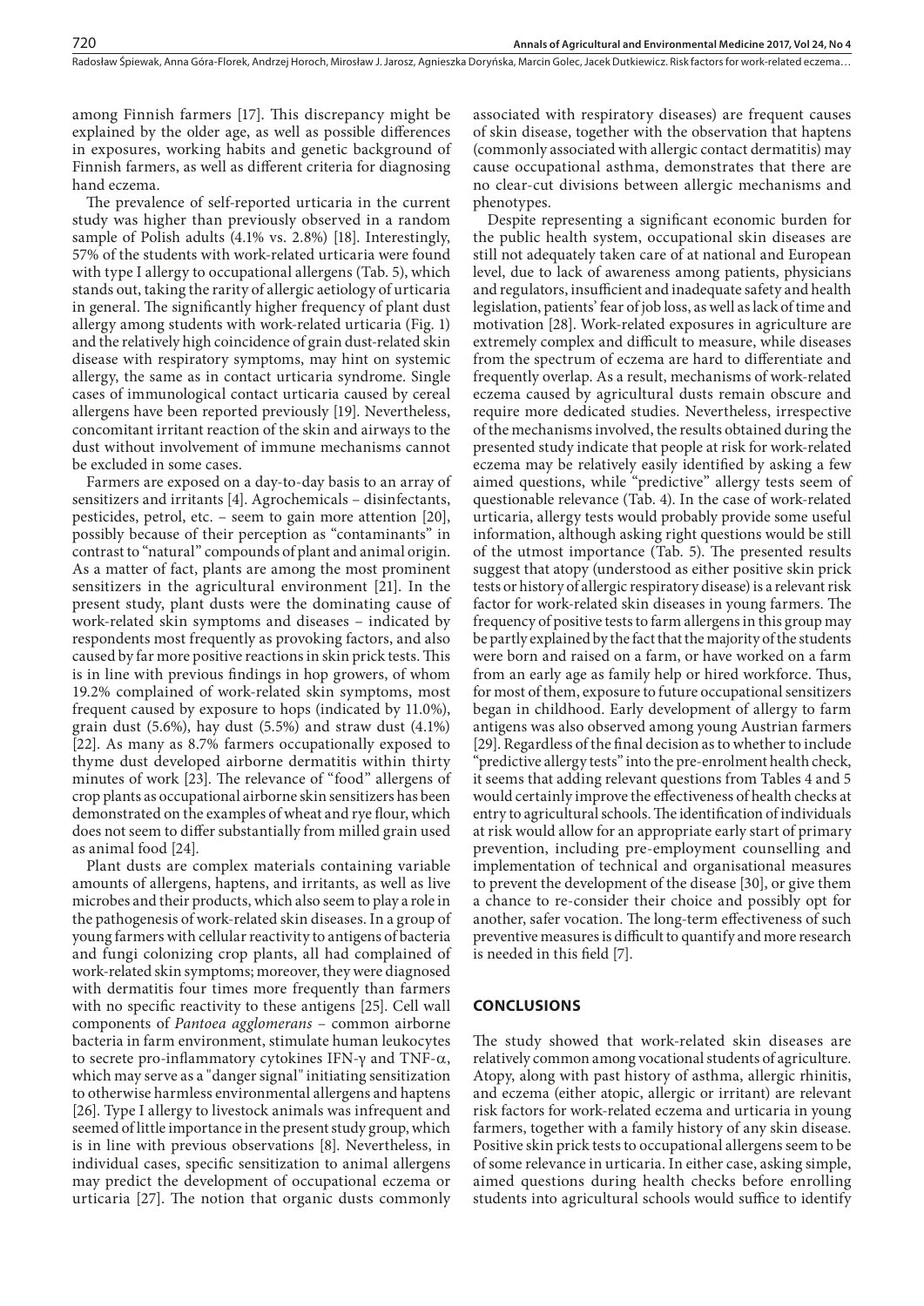among Finnish farmers [17]. This discrepancy might be explained by the older age, as well as possible differences in exposures, working habits and genetic background of Finnish farmers, as well as different criteria for diagnosing hand eczema.

The prevalence of self-reported urticaria in the current study was higher than previously observed in a random sample of Polish adults (4.1% vs. 2.8%) [18]. Interestingly, 57% of the students with work-related urticaria were found with type I allergy to occupational allergens (Tab. 5), which stands out, taking the rarity of allergic aetiology of urticaria in general. The significantly higher frequency of plant dust allergy among students with work-related urticaria (Fig. 1) and the relatively high coincidence of grain dust-related skin disease with respiratory symptoms, may hint on systemic allergy, the same as in contact urticaria syndrome. Single cases of immunological contact urticaria caused by cereal allergens have been reported previously [19]. Nevertheless, concomitant irritant reaction of the skin and airways to the dust without involvement of immune mechanisms cannot be excluded in some cases.

Farmers are exposed on a day-to-day basis to an array of sensitizers and irritants [4]. Agrochemicals – disinfectants, pesticides, petrol, etc. – seem to gain more attention [20], possibly because of their perception as "contaminants" in contrast to "natural" compounds of plant and animal origin. As a matter of fact, plants are among the most prominent sensitizers in the agricultural environment [21]. In the present study, plant dusts were the dominating cause of work-related skin symptoms and diseases – indicated by respondents most frequently as provoking factors, and also caused by far more positive reactions in skin prick tests. This is in line with previous findings in hop growers, of whom 19.2% complained of work-related skin symptoms, most frequent caused by exposure to hops (indicated by 11.0%), grain dust (5.6%), hay dust (5.5%) and straw dust (4.1%) [22]. As many as 8.7% farmers occupationally exposed to thyme dust developed airborne dermatitis within thirty minutes of work [23]. The relevance of "food" allergens of crop plants as occupational airborne skin sensitizers has been demonstrated on the examples of wheat and rye flour, which does not seem to differ substantially from milled grain used as animal food [24].

Plant dusts are complex materials containing variable amounts of allergens, haptens, and irritants, as well as live microbes and their products, which also seem to play a role in the pathogenesis of work-related skin diseases. In a group of young farmers with cellular reactivity to antigens of bacteria and fungi colonizing crop plants, all had complained of work-related skin symptoms; moreover, they were diagnosed with dermatitis four times more frequently than farmers with no specific reactivity to these antigens [25]. Cell wall components of *Pantoea agglomerans* – common airborne bacteria in farm environment, stimulate human leukocytes to secrete pro-inflammatory cytokines IFN-$\gamma$ and TNF-$\alpha$, which may serve as a "danger signal" initiating sensitization to otherwise harmless environmental allergens and haptens [26]. Type I allergy to livestock animals was infrequent and seemed of little importance in the present study group, which is in line with previous observations [8]. Nevertheless, in individual cases, specific sensitization to animal allergens may predict the development of occupational eczema or urticaria [27]. The notion that organic dusts commonly associated with respiratory diseases) are frequent causes of skin disease, together with the observation that haptens (commonly associated with allergic contact dermatitis) may cause occupational asthma, demonstrates that there are no clear-cut divisions between allergic mechanisms and phenotypes.

Despite representing a significant economic burden for the public health system, occupational skin diseases are still not adequately taken care of at national and European level, due to lack of awareness among patients, physicians and regulators, insufficient and inadequate safety and health legislation, patients' fear of job loss, as well as lack of time and motivation [28]. Work-related exposures in agriculture are extremely complex and difficult to measure, while diseases from the spectrum of eczema are hard to differentiate and frequently overlap. As a result, mechanisms of work-related eczema caused by agricultural dusts remain obscure and require more dedicated studies. Nevertheless, irrespective of the mechanisms involved, the results obtained during the presented study indicate that people at risk for work-related eczema may be relatively easily identified by asking a few aimed questions, while "predictive" allergy tests seem of questionable relevance (Tab. 4). In the case of work-related urticaria, allergy tests would probably provide some useful information, although asking right questions would be still of the utmost importance (Tab. 5). The presented results suggest that atopy (understood as either positive skin prick tests or history of allergic respiratory disease) is a relevant risk factor for work-related skin diseases in young farmers. The frequency of positive tests to farm allergens in this group may be partly explained by the fact that the majority of the students were born and raised on a farm, or have worked on a farm from an early age as family help or hired workforce. Thus, for most of them, exposure to future occupational sensitizers began in childhood. Early development of allergy to farm antigens was also observed among young Austrian farmers [29]. Regardless of the final decision as to whether to include "predictive allergy tests" into the pre-enrolment health check, it seems that adding relevant questions from Tables 4 and 5 would certainly improve the effectiveness of health checks at entry to agricultural schools. The identification of individuals at risk would allow for an appropriate early start of primary prevention, including pre-employment counselling and implementation of technical and organisational measures to prevent the development of the disease [30], or give them a chance to re-consider their choice and possibly opt for another, safer vocation. The long-term effectiveness of such preventive measures is difficult to quantify and more research is needed in this field [7].

## CONCLUSIONS

The study showed that work-related skin diseases are relatively common among vocational students of agriculture. Atopy, along with past history of asthma, allergic rhinitis, and eczema (either atopic, allergic or irritant) are relevant risk factors for work-related eczema and urticaria in young farmers, together with a family history of any skin disease. Positive skin prick tests to occupational allergens seem to be of some relevance in urticaria. In either case, asking simple, aimed questions during health checks before enrolling students into agricultural schools would suffice to identify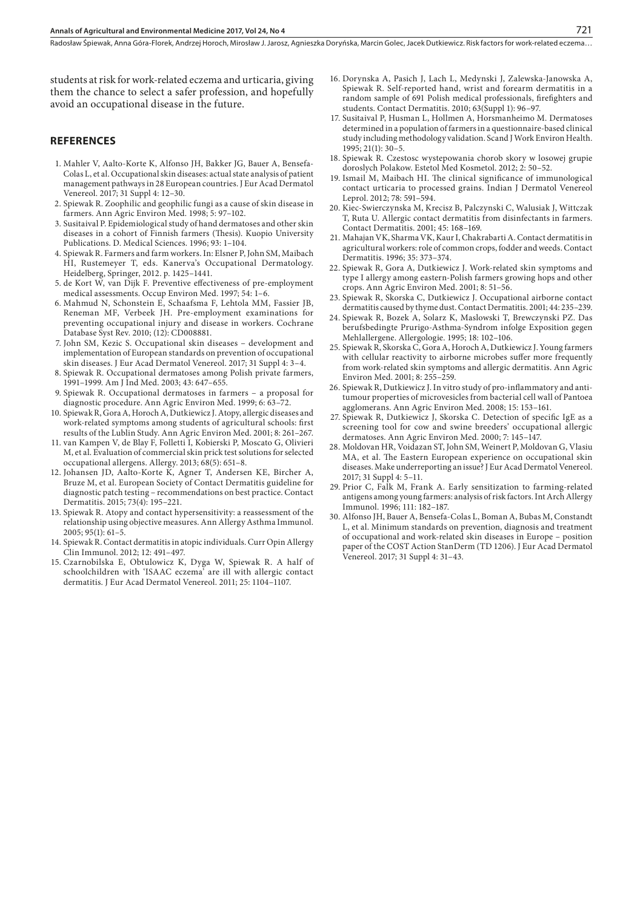students at risk for work-related eczema and urticaria, giving them the chance to select a safer profession, and hopefully avoid an occupational disease in the future.

## REFERENCES

1. Mahler V, Aalto-Korte K, Alfonso JH, Bakker JG, Bauer A, Bensefa-Colas L, et al. Occupational skin diseases: actual state analysis of patient management pathways in 28 European countries. J Eur Acad Dermatol Venereol. 2017; 31 Suppl 4: 12–30.
2. Spiewak R. Zoophilic and geophilic fungi as a cause of skin disease in farmers. Ann Agric Environ Med. 1998; 5: 97–102.
3. Susitaival P. Epidemiological study of hand dermatoses and other skin diseases in a cohort of Finnish farmers (Thesis). Kuopio University Publications. D. Medical Sciences. 1996; 93: 1–104.
4. Spiewak R. Farmers and farm workers. In: Elsner P, John SM, Maibach HI, Rustemeyer T, eds. Kanerva's Occupational Dermatology. Heidelberg, Springer, 2012. p. 1425–1441.
5. de Kort W, van Dijk F. Preventive effectiveness of pre-employment medical assessments. Occup Environ Med. 1997; 54: 1–6.
6. Mahmud N, Schonstein E, Schaafsma F, Lehtola MM, Fassier JB, Reneman MF, Verbeek JH. Pre-employment examinations for preventing occupational injury and disease in workers. Cochrane Database Syst Rev. 2010; (12): CD008881.
7. John SM, Kezic S. Occupational skin diseases – development and implementation of European standards on prevention of occupational skin diseases. J Eur Acad Dermatol Venereol. 2017; 31 Suppl 4: 3–4.
8. Spiewak R. Occupational dermatoses among Polish private farmers, 1991–1999. Am J Ind Med. 2003; 43: 647–655.
9. Spiewak R. Occupational dermatoses in farmers – a proposal for diagnostic procedure. Ann Agric Environ Med. 1999; 6: 63–72.
10. Spiewak R, Gora A, Horoch A, Dutkiewicz J. Atopy, allergic diseases and work-related symptoms among students of agricultural schools: first results of the Lublin Study. Ann Agric Environ Med. 2001; 8: 261–267.
11. van Kampen V, de Blay F, Folletti I, Kobierski P, Moscato G, Olivieri M, et al. Evaluation of commercial skin prick test solutions for selected occupational allergens. Allergy. 2013; 68(5): 651–8.
12. Johansen JD, Aalto-Korte K, Agner T, Andersen KE, Bircher A, Bruze M, et al. European Society of Contact Dermatitis guideline for diagnostic patch testing – recommendations on best practice. Contact Dermatitis. 2015; 73(4): 195–221.
13. Spiewak R. Atopy and contact hypersensitivity: a reassessment of the relationship using objective measures. Ann Allergy Asthma Immunol. 2005; 95(1): 61–5.
14. Spiewak R. Contact dermatitis in atopic individuals. Curr Opin Allergy Clin Immunol. 2012; 12: 491–497.
15. Czarnobilska E, Obtulowicz K, Dyga W, Spiewak R. A half of schoolchildren with 'ISAAC eczema' are ill with allergic contact dermatitis. J Eur Acad Dermatol Venereol. 2011; 25: 1104–1107.
16. Dorynska A, Pasich J, Lach L, Medynski J, Zalewska-Janowska A, Spiewak R. Self-reported hand, wrist and forearm dermatitis in a random sample of 691 Polish medical professionals, firefighters and students. Contact Dermatitis. 2010; 63(Suppl 1): 96–97.
17. Susitaival P, Husman L, Hollmen A, Horsmanheimo M. Dermatoses determined in a population of farmers in a questionnaire-based clinical study including methodology validation. Scand J Work Environ Health. 1995; 21(1): 30–5.
18. Spiewak R. Czestosc wystepowania chorob skory w losowej grupie doroslych Polakow. Estetol Med Kosmetol. 2012; 2: 50–52.
19. Ismail M, Maibach HI. The clinical significance of immunological contact urticaria to processed grains. Indian J Dermatol Venereol Leprol. 2012; 78: 591–594.
20. Kiec-Swierczynska M, Krecisz B, Palczynski C, Walusiak J, Wittczak T, Ruta U. Allergic contact dermatitis from disinfectants in farmers. Contact Dermatitis. 2001; 45: 168–169.
21. Mahajan VK, Sharma VK, Kaur I, Chakrabarti A. Contact dermatitis in agricultural workers: role of common crops, fodder and weeds. Contact Dermatitis. 1996; 35: 373–374.
22. Spiewak R, Gora A, Dutkiewicz J. Work-related skin symptoms and type I allergy among eastern-Polish farmers growing hops and other crops. Ann Agric Environ Med. 2001; 8: 51–56.
23. Spiewak R, Skorska C, Dutkiewicz J. Occupational airborne contact dermatitis caused by thyme dust. Contact Dermatitis. 2001; 44: 235–239.
24. Spiewak R, Bozek A, Solarz K, Maslowski T, Brewczynski PZ. Das berufsbedingte Prurigo-Asthma-Syndrom infolge Exposition gegen Mehlallergene. Allergologie. 1995; 18: 102–106.
25. Spiewak R, Skorska C, Gora A, Horoch A, Dutkiewicz J. Young farmers with cellular reactivity to airborne microbes suffer more frequently from work-related skin symptoms and allergic dermatitis. Ann Agric Environ Med. 2001; 8: 255–259.
26. Spiewak R, Dutkiewicz J. In vitro study of pro-inflammatory and anti-tumour properties of microvesicles from bacterial cell wall of Pantoea agglomerans. Ann Agric Environ Med. 2008; 15: 153–161.
27. Spiewak R, Dutkiewicz J, Skorska C. Detection of specific IgE as a screening tool for cow and swine breeders' occupational allergic dermatoses. Ann Agric Environ Med. 2000; 7: 145–147.
28. Moldovan HR, Voidazan ST, John SM, Weinert P, Moldovan G, Vlasiu MA, et al. The Eastern European experience on occupational skin diseases. Make underreporting an issue? J Eur Acad Dermatol Venereol. 2017; 31 Suppl 4: 5–11.
29. Prior C, Falk M, Frank A. Early sensitization to farming-related antigens among young farmers: analysis of risk factors. Int Arch Allergy Immunol. 1996; 111: 182–187.
30. Alfonso JH, Bauer A, Bensefa-Colas L, Boman A, Bubas M, Constandt L, et al. Minimum standards on prevention, diagnosis and treatment of occupational and work-related skin diseases in Europe – position paper of the COST Action StanDerm (TD 1206). J Eur Acad Dermatol Venereol. 2017; 31 Suppl 4: 31–43.